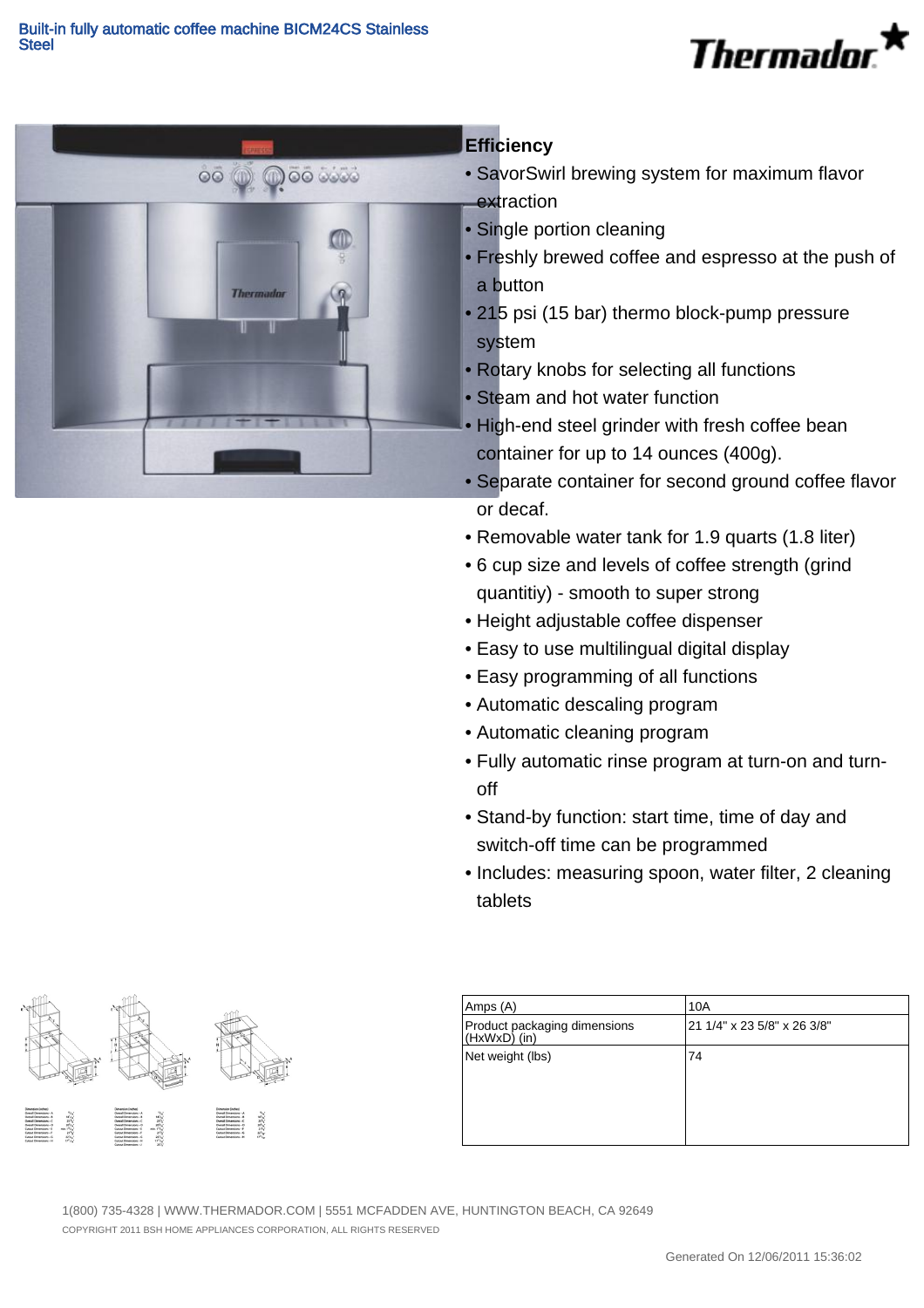# Built-in fully automatic coffee machine BICM24CS Stainless Steel

Thermador

## Efficiency

- SavorSwirl brewing system for maximum flavor extraction
- Single portion cleaning
- Freshly brewed coffee and espresso at the push of a button
- 215 psi (15 bar) thermo block-pump pressure system
- Rotary knobs for selecting all functions
- Steam and hot water function
- High-end steel grinder with fresh coffee bean container for up to 14 ounces (400g).
- Separate container for second ground coffee flavor or decaf.
- Removable water tank for 1.9 quarts (1.8 liter)
- 6 cup size and levels of coffee strength (grind quantitiy) - smooth to super strong
- Height adjustable coffee dispenser
- Easy to use multilingual digital display
- Easy programming of all functions
- Automatic descaling program
- Automatic cleaning program
- Fully automatic rinse program at turn-on and turn-off
- Stand-by function: start time, time of day and switch-off time can be programmed
- Includes: measuring spoon, water filter, 2 cleaning tablets

| Amps (A) | 10A |
|---|---|
| Product packaging dimensions (HxWxD) (in) | 21 1/4" x 23 5/8" x 26 3/8" |
| Net weight (lbs) | 74 |

1(800) 735-4328 | WWW.THERMADOR.COM | 5551 MCFADDEN AVE, HUNTINGTON BEACH, CA 92649

COPYRIGHT 2011 BSH HOME APPLIANCES CORPORATION, ALL RIGHTS RESERVED

Generated On 12/06/2011 15:36:02